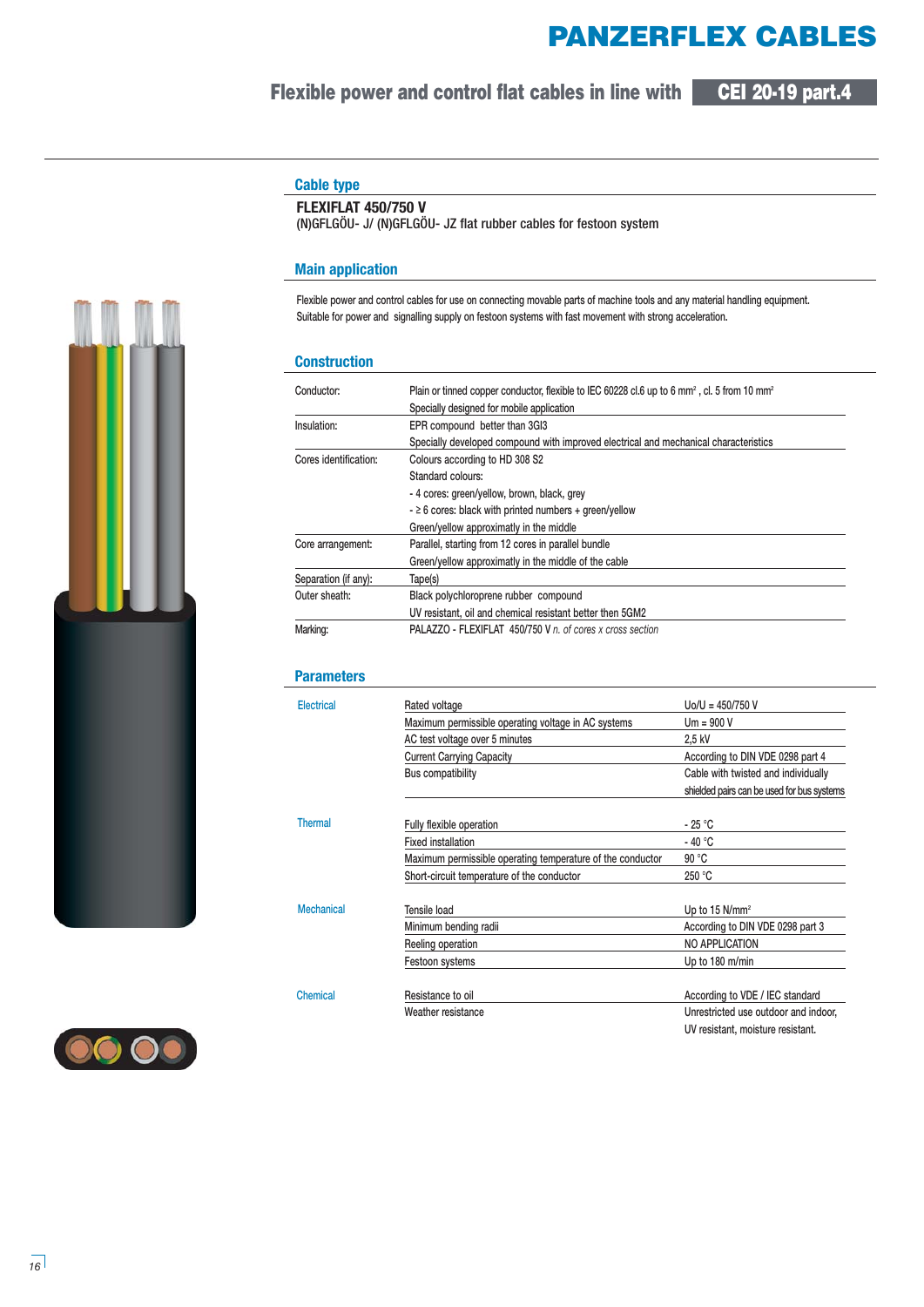# PANZERFLEX CABLES

## Flexible power and control flat cables in line with CEI 20-19 part.4

### Cable type

**FLEXIFLAT 450/750 V**
(N)GFLGÖU- J/ (N)GFLGÖU- JZ flat rubber cables for festoon system

### Main application

Flexible power and control cables for use on connecting movable parts of machine tools and any material handling equipment.
Suitable for power and signalling supply on festoon systems with fast movement with strong acceleration.

### Construction

| | |
|---|---|
| Conductor: | Plain or tinned copper conductor, flexible to IEC 60228 cl.6 up to 6 mm², cl. 5 from 10 mm²<br>Specially designed for mobile application |
| Insulation: | EPR compound better than 3GI3<br>Specially developed compound with improved electrical and mechanical characteristics |
| Cores identification: | Colours according to HD 308 S2<br>Standard colours:<br>- 4 cores: green/yellow, brown, black, grey<br>- ≥ 6 cores: black with printed numbers + green/yellow<br>Green/yellow approximatly in the middle |
| Core arrangement: | Parallel, starting from 12 cores in parallel bundle<br>Green/yellow approximatly in the middle of the cable |
| Separation (if any): | Tape(s) |
| Outer sheath: | Black polychloroprene rubber compound<br>UV resistant, oil and chemical resistant better then 5GM2 |
| Marking: | PALAZZO - FLEXIFLAT 450/750 V *n. of cores x cross section* |

### Parameters

| | | |
|---|---|---|
| Electrical | Rated voltage | Uo/U = 450/750 V |
| | Maximum permissible operating voltage in AC systems | Um = 900 V |
| | AC test voltage over 5 minutes | 2,5 kV |
| | Current Carrying Capacity | According to DIN VDE 0298 part 4 |
| | Bus compatibility | Cable with twisted and individually shielded pairs can be used for bus systems |
| Thermal | Fully flexible operation | - 25 °C |
| | Fixed installation | - 40 °C |
| | Maximum permissible operating temperature of the conductor | 90 °C |
| | Short-circuit temperature of the conductor | 250 °C |
| Mechanical | Tensile load | Up to 15 N/mm² |
| | Minimum bending radii | According to DIN VDE 0298 part 3 |
| | Reeling operation | NO APPLICATION |
| | Festoon systems | Up to 180 m/min |
| Chemical | Resistance to oil | According to VDE / IEC standard |
| | Weather resistance | Unrestricted use outdoor and indoor, UV resistant, moisture resistant. |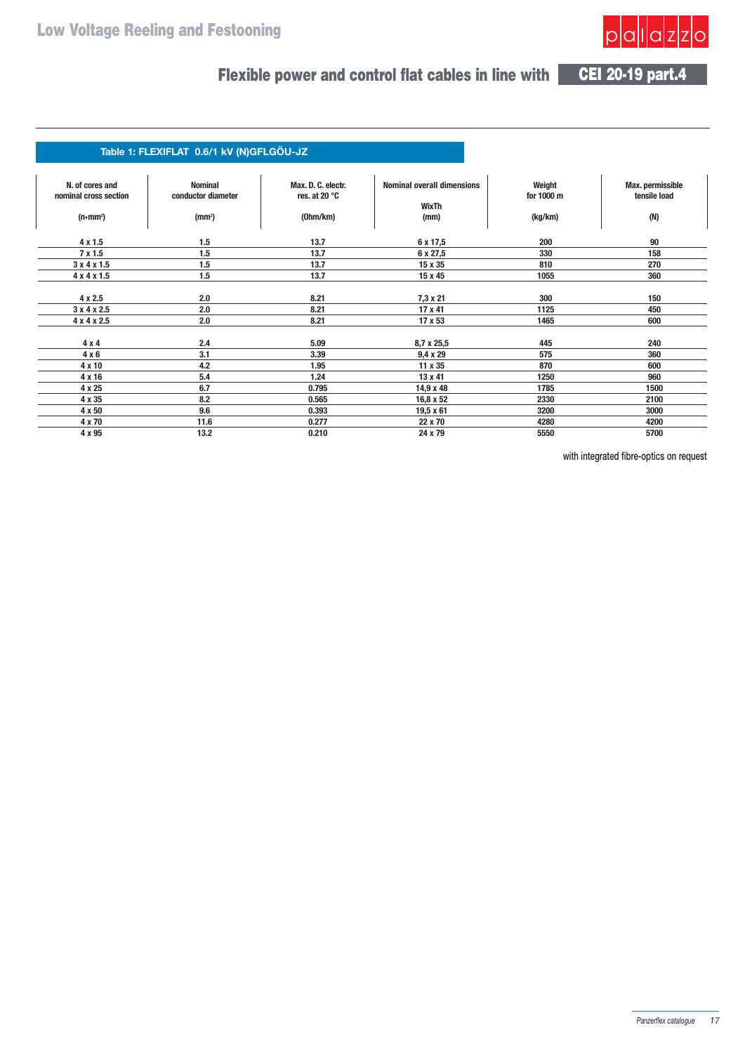# Flexible power and control flat cables in line with CEI 20-19 part.4

## Table 1: FLEXIFLAT 0.6/1 kV (N)GFLGÖU-JZ

| N. of cores and nominal cross section (n•mm²) | Nominal conductor diameter (mm²) | Max. D. C. electr. res. at 20 °C (Ohm/km) | Nominal overall dimensions WixTh (mm) | Weight for 1000 m (kg/km) | Max. permissible tensile load (N) |
|---|---|---|---|---|---|
| 4 x 1.5 | 1.5 | 13.7 | 6 x 17,5 | 200 | 90 |
| 7 x 1.5 | 1.5 | 13.7 | 6 x 27,5 | 330 | 158 |
| 3 x 4 x 1.5 | 1.5 | 13.7 | 15 x 35 | 810 | 270 |
| 4 x 4 x 1.5 | 1.5 | 13.7 | 15 x 45 | 1055 | 360 |
| 4 x 2.5 | 2.0 | 8.21 | 7,3 x 21 | 300 | 150 |
| 3 x 4 x 2.5 | 2.0 | 8.21 | 17 x 41 | 1125 | 450 |
| 4 x 4 x 2.5 | 2.0 | 8.21 | 17 x 53 | 1465 | 600 |
| 4 x 4 | 2.4 | 5.09 | 8,7 x 25,5 | 445 | 240 |
| 4 x 6 | 3.1 | 3.39 | 9,4 x 29 | 575 | 360 |
| 4 x 10 | 4.2 | 1.95 | 11 x 35 | 870 | 600 |
| 4 x 16 | 5.4 | 1.24 | 13 x 41 | 1250 | 960 |
| 4 x 25 | 6.7 | 0.795 | 14,9 x 48 | 1785 | 1500 |
| 4 x 35 | 8.2 | 0.565 | 16,8 x 52 | 2330 | 2100 |
| 4 x 50 | 9.6 | 0.393 | 19,5 x 61 | 3200 | 3000 |
| 4 x 70 | 11.6 | 0.277 | 22 x 70 | 4280 | 4200 |
| 4 x 95 | 13.2 | 0.210 | 24 x 79 | 5550 | 5700 |

with integrated fibre-optics on request